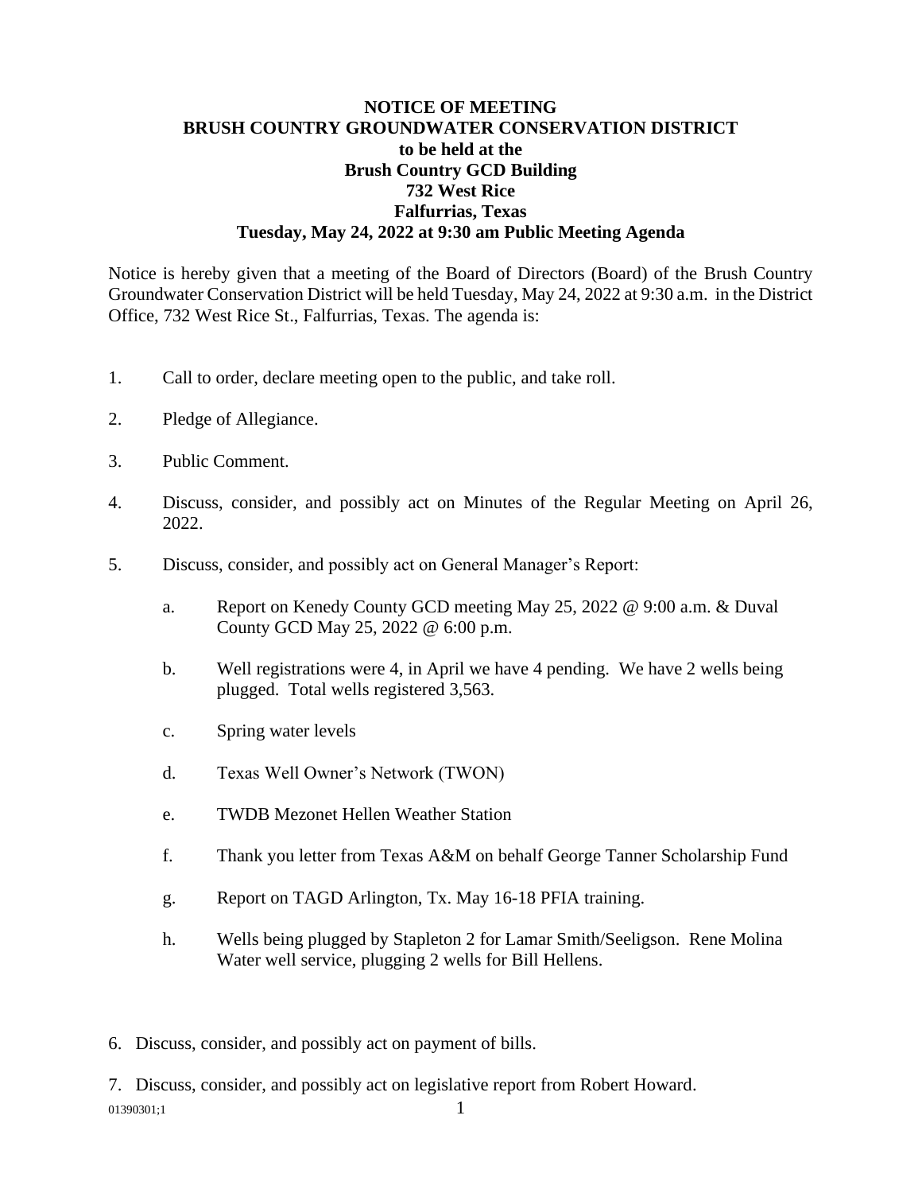**NOTICE OF MEETING**
**BRUSH COUNTRY GROUNDWATER CONSERVATION DISTRICT**
**to be held at the**
**Brush Country GCD Building**
**732 West Rice**
**Falfurrias, Texas**
**Tuesday, May 24, 2022 at 9:30 am Public Meeting Agenda**

Notice is hereby given that a meeting of the Board of Directors (Board) of the Brush Country Groundwater Conservation District will be held Tuesday, May 24, 2022 at 9:30 a.m. in the District Office, 732 West Rice St., Falfurrias, Texas. The agenda is:

1. Call to order, declare meeting open to the public, and take roll.

2. Pledge of Allegiance.

3. Public Comment.

4. Discuss, consider, and possibly act on Minutes of the Regular Meeting on April 26, 2022.

5. Discuss, consider, and possibly act on General Manager's Report:

   a. Report on Kenedy County GCD meeting May 25, 2022 @ 9:00 a.m. & Duval County GCD May 25, 2022 @ 6:00 p.m.

   b. Well registrations were 4, in April we have 4 pending. We have 2 wells being plugged. Total wells registered 3,563.

   c. Spring water levels

   d. Texas Well Owner's Network (TWON)

   e. TWDB Mezonet Hellen Weather Station

   f. Thank you letter from Texas A&M on behalf George Tanner Scholarship Fund

   g. Report on TAGD Arlington, Tx. May 16-18 PFIA training.

   h. Wells being plugged by Stapleton 2 for Lamar Smith/Seeligson. Rene Molina Water well service, plugging 2 wells for Bill Hellens.

6. Discuss, consider, and possibly act on payment of bills.

7. Discuss, consider, and possibly act on legislative report from Robert Howard.

01390301;1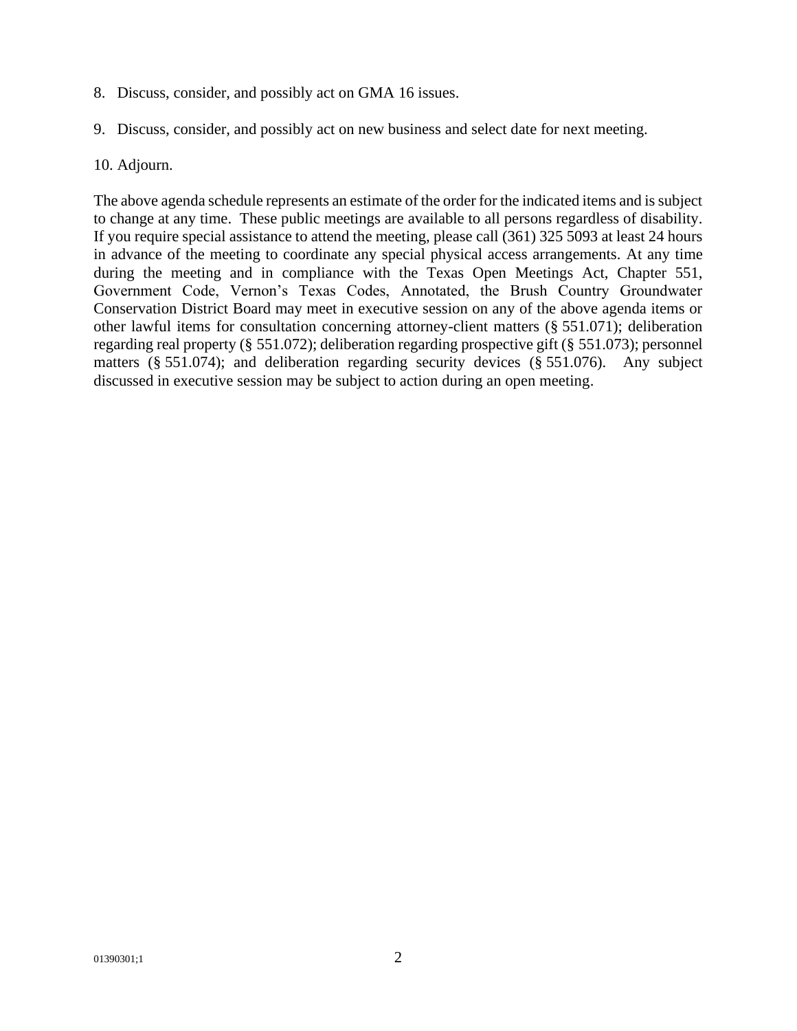8. Discuss, consider, and possibly act on GMA 16 issues.

9. Discuss, consider, and possibly act on new business and select date for next meeting.

10. Adjourn.

The above agenda schedule represents an estimate of the order for the indicated items and is subject to change at any time. These public meetings are available to all persons regardless of disability. If you require special assistance to attend the meeting, please call (361) 325 5093 at least 24 hours in advance of the meeting to coordinate any special physical access arrangements. At any time during the meeting and in compliance with the Texas Open Meetings Act, Chapter 551, Government Code, Vernon's Texas Codes, Annotated, the Brush Country Groundwater Conservation District Board may meet in executive session on any of the above agenda items or other lawful items for consultation concerning attorney-client matters (§ 551.071); deliberation regarding real property (§ 551.072); deliberation regarding prospective gift (§ 551.073); personnel matters (§ 551.074); and deliberation regarding security devices (§ 551.076). Any subject discussed in executive session may be subject to action during an open meeting.

01390301;1